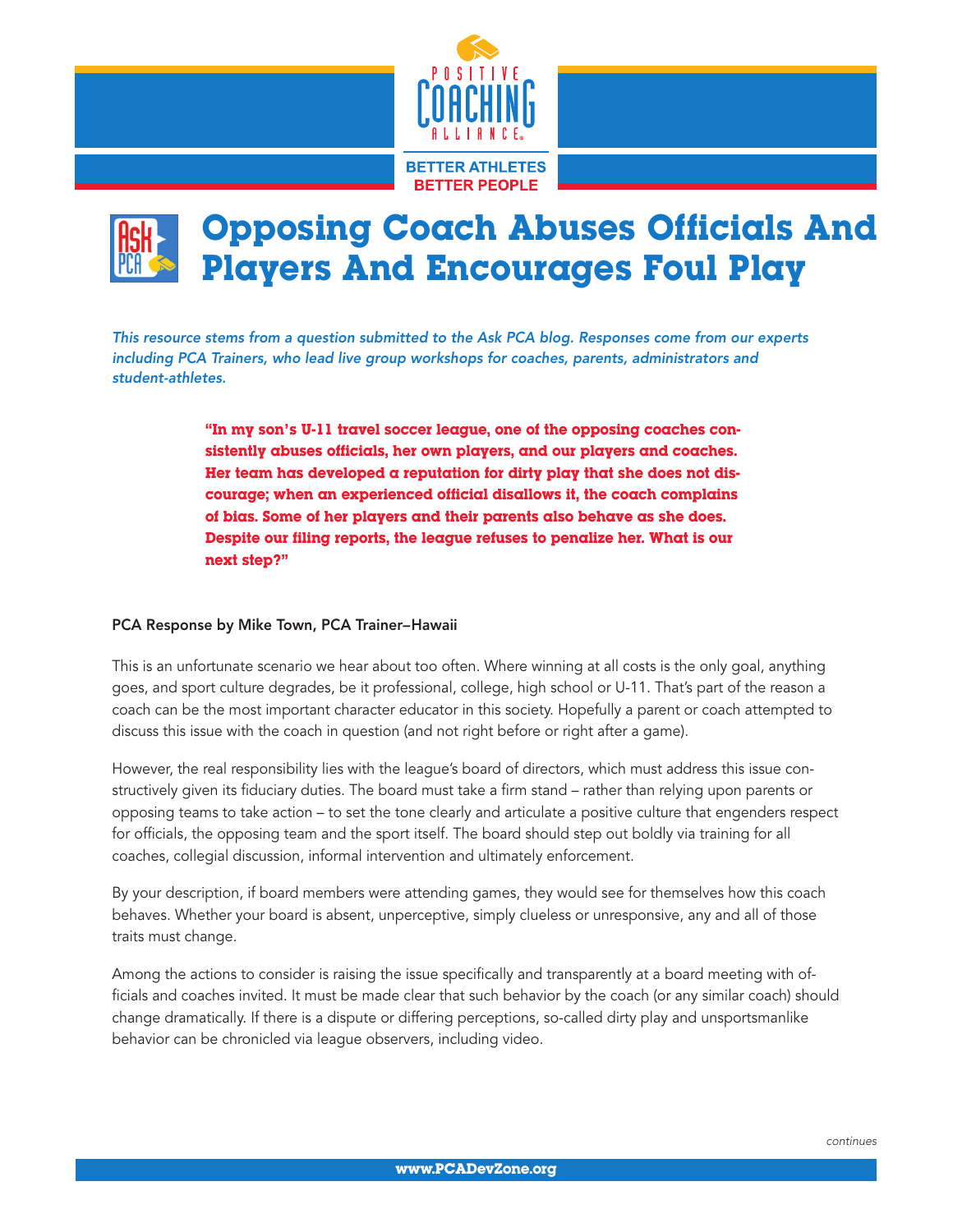# Opposing Coach Abuses Officials And Players And Encourages Foul Play

*This resource stems from a question submitted to the Ask PCA blog. Responses come from our experts including PCA Trainers, who lead live group workshops for coaches, parents, administrators and student-athletes.*

> **"In my son's U-11 travel soccer league, one of the opposing coaches consistently abuses officials, her own players, and our players and coaches. Her team has developed a reputation for dirty play that she does not discourage; when an experienced official disallows it, the coach complains of bias. Some of her players and their parents also behave as she does. Despite our filing reports, the league refuses to penalize her. What is our next step?"**

**PCA Response by Mike Town, PCA Trainer–Hawaii**

This is an unfortunate scenario we hear about too often. Where winning at all costs is the only goal, anything goes, and sport culture degrades, be it professional, college, high school or U-11. That's part of the reason a coach can be the most important character educator in this society. Hopefully a parent or coach attempted to discuss this issue with the coach in question (and not right before or right after a game).

However, the real responsibility lies with the league's board of directors, which must address this issue constructively given its fiduciary duties. The board must take a firm stand – rather than relying upon parents or opposing teams to take action – to set the tone clearly and articulate a positive culture that engenders respect for officials, the opposing team and the sport itself. The board should step out boldly via training for all coaches, collegial discussion, informal intervention and ultimately enforcement.

By your description, if board members were attending games, they would see for themselves how this coach behaves. Whether your board is absent, unperceptive, simply clueless or unresponsive, any and all of those traits must change.

Among the actions to consider is raising the issue specifically and transparently at a board meeting with officials and coaches invited. It must be made clear that such behavior by the coach (or any similar coach) should change dramatically. If there is a dispute or differing perceptions, so-called dirty play and unsportsmanlike behavior can be chronicled via league observers, including video.

*continues*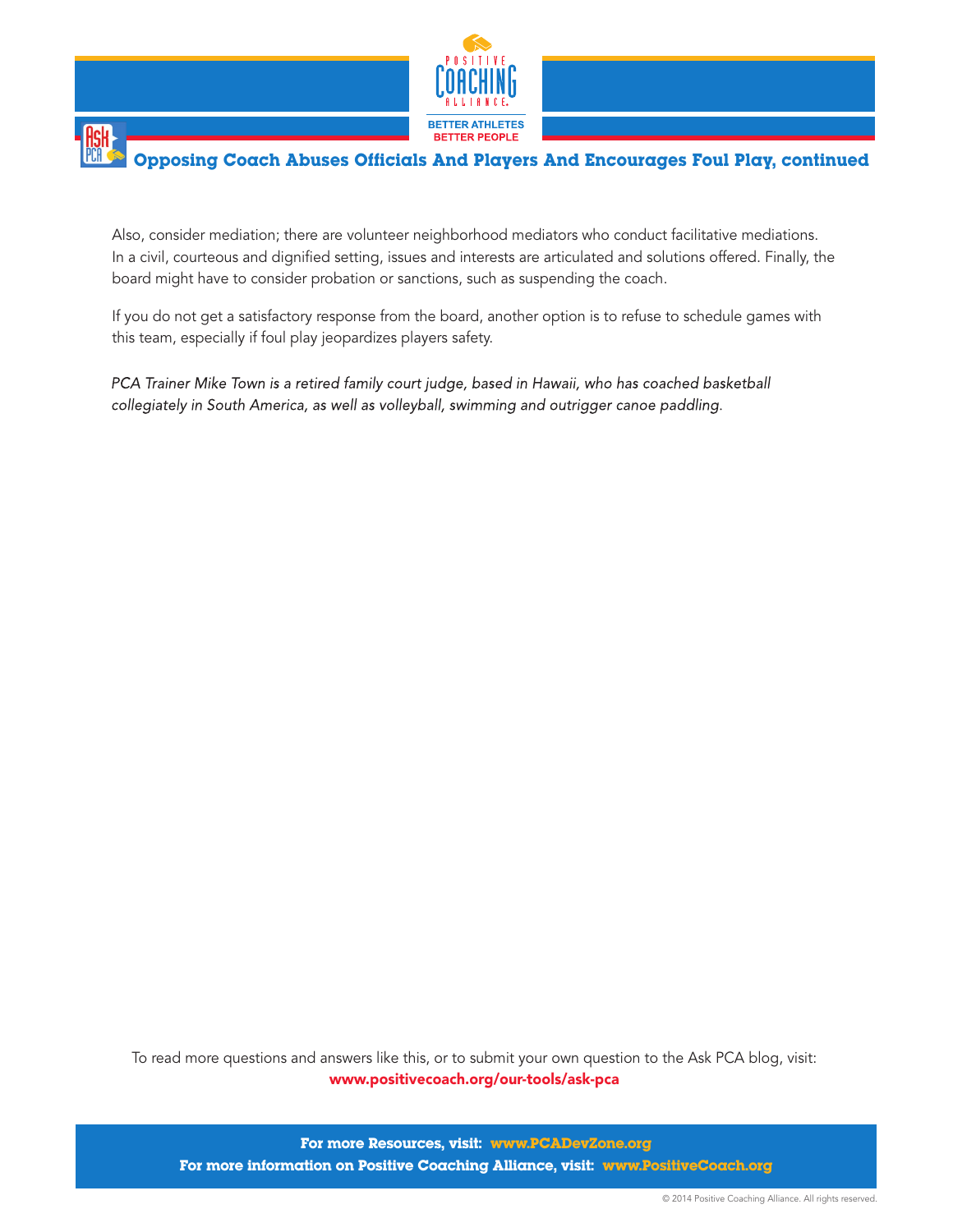## Opposing Coach Abuses Officials And Players And Encourages Foul Play, continued

Also, consider mediation; there are volunteer neighborhood mediators who conduct facilitative mediations. In a civil, courteous and dignified setting, issues and interests are articulated and solutions offered. Finally, the board might have to consider probation or sanctions, such as suspending the coach.

If you do not get a satisfactory response from the board, another option is to refuse to schedule games with this team, especially if foul play jeopardizes players safety.

*PCA Trainer Mike Town is a retired family court judge, based in Hawaii, who has coached basketball collegiately in South America, as well as volleyball, swimming and outrigger canoe paddling.*

To read more questions and answers like this, or to submit your own question to the Ask PCA blog, visit:
**www.positivecoach.org/our-tools/ask-pca**

**For more Resources, visit: www.PCADevZone.org**
**For more information on Positive Coaching Alliance, visit: www.PositiveCoach.org**

© 2014 Positive Coaching Alliance. All rights reserved.